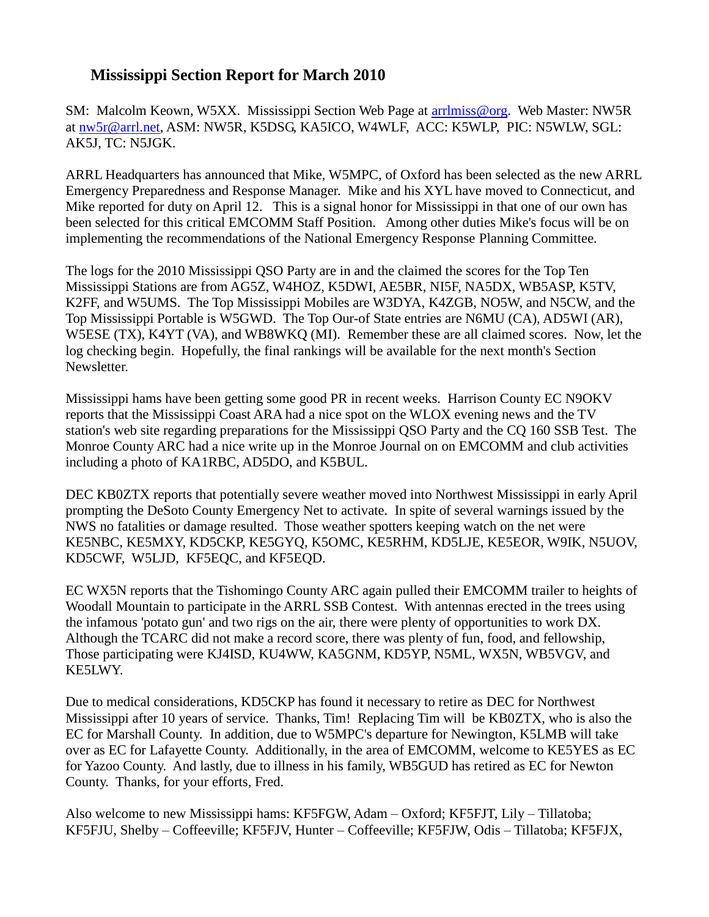# Mississippi Section Report for March 2010

SM: Malcolm Keown, W5XX. Mississippi Section Web Page at arrlmiss@org. Web Master: NW5R at nw5r@arrl.net, ASM: NW5R, K5DSG, KA5ICO, W4WLF, ACC: K5WLP, PIC: N5WLW, SGL: AK5J, TC: N5JGK.

ARRL Headquarters has announced that Mike, W5MPC, of Oxford has been selected as the new ARRL Emergency Preparedness and Response Manager. Mike and his XYL have moved to Connecticut, and Mike reported for duty on April 12. This is a signal honor for Mississippi in that one of our own has been selected for this critical EMCOMM Staff Position. Among other duties Mike's focus will be on implementing the recommendations of the National Emergency Response Planning Committee.

The logs for the 2010 Mississippi QSO Party are in and the claimed the scores for the Top Ten Mississippi Stations are from AG5Z, W4HOZ, K5DWI, AE5BR, NI5F, NA5DX, WB5ASP, K5TV, K2FF, and W5UMS. The Top Mississippi Mobiles are W3DYA, K4ZGB, NO5W, and N5CW, and the Top Mississippi Portable is W5GWD. The Top Our-of State entries are N6MU (CA), AD5WI (AR), W5ESE (TX), K4YT (VA), and WB8WKQ (MI). Remember these are all claimed scores. Now, let the log checking begin. Hopefully, the final rankings will be available for the next month's Section Newsletter.

Mississippi hams have been getting some good PR in recent weeks. Harrison County EC N9OKV reports that the Mississippi Coast ARA had a nice spot on the WLOX evening news and the TV station's web site regarding preparations for the Mississippi QSO Party and the CQ 160 SSB Test. The Monroe County ARC had a nice write up in the Monroe Journal on on EMCOMM and club activities including a photo of KA1RBC, AD5DO, and K5BUL.

DEC KB0ZTX reports that potentially severe weather moved into Northwest Mississippi in early April prompting the DeSoto County Emergency Net to activate. In spite of several warnings issued by the NWS no fatalities or damage resulted. Those weather spotters keeping watch on the net were KE5NBC, KE5MXY, KD5CKP, KE5GYQ, K5OMC, KE5RHM, KD5LJE, KE5EOR, W9IK, N5UOV, KD5CWF, W5LJD, KF5EQC, and KF5EQD.

EC WX5N reports that the Tishomingo County ARC again pulled their EMCOMM trailer to heights of Woodall Mountain to participate in the ARRL SSB Contest. With antennas erected in the trees using the infamous 'potato gun' and two rigs on the air, there were plenty of opportunities to work DX. Although the TCARC did not make a record score, there was plenty of fun, food, and fellowship, Those participating were KJ4ISD, KU4WW, KA5GNM, KD5YP, N5ML, WX5N, WB5VGV, and KE5LWY.

Due to medical considerations, KD5CKP has found it necessary to retire as DEC for Northwest Mississippi after 10 years of service. Thanks, Tim! Replacing Tim will be KB0ZTX, who is also the EC for Marshall County. In addition, due to W5MPC's departure for Newington, K5LMB will take over as EC for Lafayette County. Additionally, in the area of EMCOMM, welcome to KE5YES as EC for Yazoo County. And lastly, due to illness in his family, WB5GUD has retired as EC for Newton County. Thanks, for your efforts, Fred.

Also welcome to new Mississippi hams: KF5FGW, Adam – Oxford; KF5FJT, Lily – Tillatoba; KF5FJU, Shelby – Coffeeville; KF5FJV, Hunter – Coffeeville; KF5FJW, Odis – Tillatoba; KF5FJX,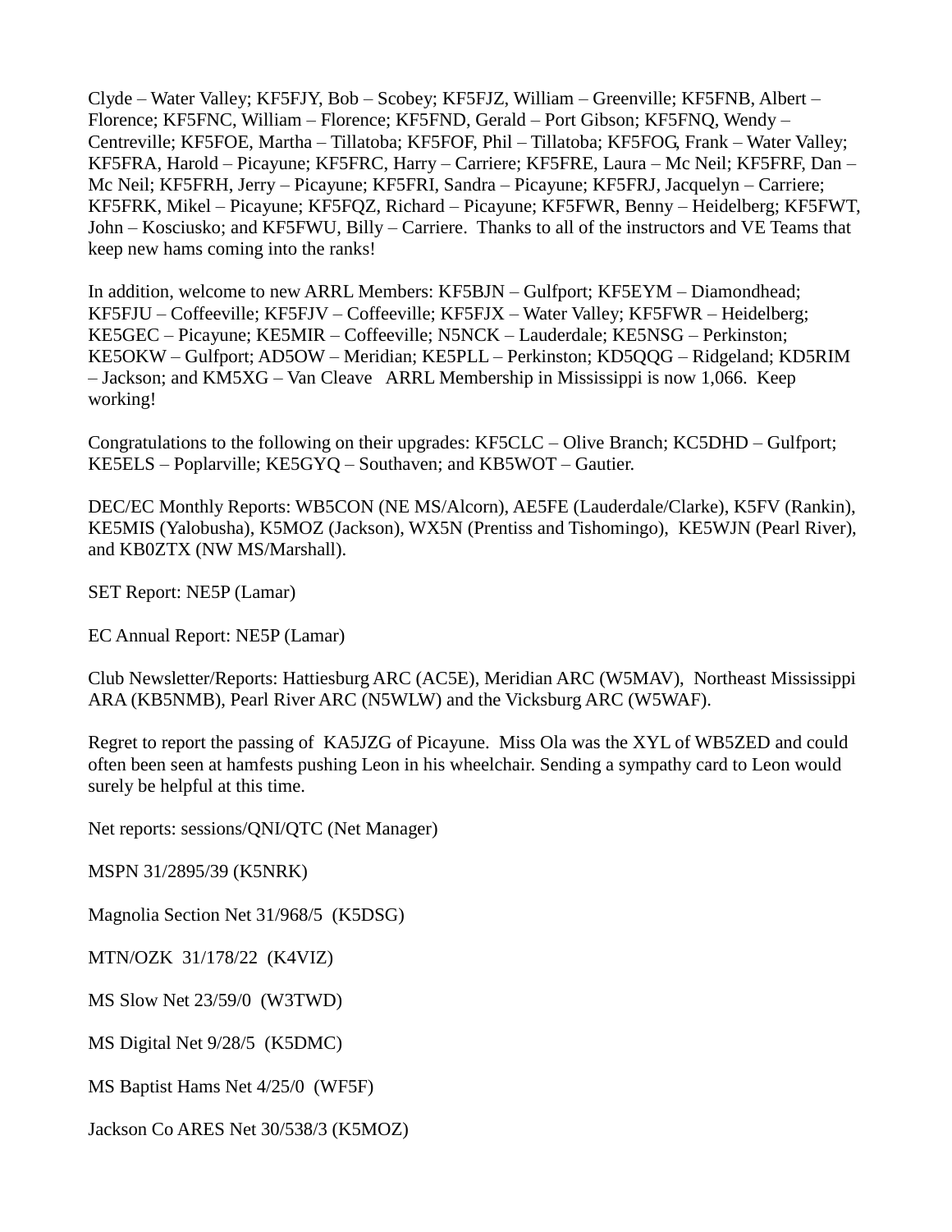Clyde – Water Valley; KF5FJY, Bob – Scobey; KF5FJZ, William – Greenville; KF5FNB, Albert – Florence; KF5FNC, William – Florence; KF5FND, Gerald – Port Gibson; KF5FNQ, Wendy – Centreville; KF5FOE, Martha – Tillatoba; KF5FOF, Phil – Tillatoba; KF5FOG, Frank – Water Valley; KF5FRA, Harold – Picayune; KF5FRC, Harry – Carriere; KF5FRE, Laura – Mc Neil; KF5FRF, Dan – Mc Neil; KF5FRH, Jerry – Picayune; KF5FRI, Sandra – Picayune; KF5FRJ, Jacquelyn – Carriere; KF5FRK, Mikel – Picayune; KF5FQZ, Richard – Picayune; KF5FWR, Benny – Heidelberg; KF5FWT, John – Kosciusko; and KF5FWU, Billy – Carriere. Thanks to all of the instructors and VE Teams that keep new hams coming into the ranks!

In addition, welcome to new ARRL Members: KF5BJN – Gulfport; KF5EYM – Diamondhead; KF5FJU – Coffeeville; KF5FJV – Coffeeville; KF5FJX – Water Valley; KF5FWR – Heidelberg; KE5GEC – Picayune; KE5MIR – Coffeeville; N5NCK – Lauderdale; KE5NSG – Perkinston; KE5OKW – Gulfport; AD5OW – Meridian; KE5PLL – Perkinston; KD5QQG – Ridgeland; KD5RIM – Jackson; and KM5XG – Van Cleave ARRL Membership in Mississippi is now 1,066. Keep working!

Congratulations to the following on their upgrades: KF5CLC – Olive Branch; KC5DHD – Gulfport; KE5ELS – Poplarville; KE5GYQ – Southaven; and KB5WOT – Gautier.

DEC/EC Monthly Reports: WB5CON (NE MS/Alcorn), AE5FE (Lauderdale/Clarke), K5FV (Rankin), KE5MIS (Yalobusha), K5MOZ (Jackson), WX5N (Prentiss and Tishomingo), KE5WJN (Pearl River), and KB0ZTX (NW MS/Marshall).

SET Report: NE5P (Lamar)

EC Annual Report: NE5P (Lamar)

Club Newsletter/Reports: Hattiesburg ARC (AC5E), Meridian ARC (W5MAV), Northeast Mississippi ARA (KB5NMB), Pearl River ARC (N5WLW) and the Vicksburg ARC (W5WAF).

Regret to report the passing of KA5JZG of Picayune. Miss Ola was the XYL of WB5ZED and could often been seen at hamfests pushing Leon in his wheelchair. Sending a sympathy card to Leon would surely be helpful at this time.

Net reports: sessions/QNI/QTC (Net Manager)

MSPN 31/2895/39 (K5NRK)

Magnolia Section Net 31/968/5 (K5DSG)

MTN/OZK 31/178/22 (K4VIZ)

MS Slow Net 23/59/0 (W3TWD)

MS Digital Net 9/28/5 (K5DMC)

MS Baptist Hams Net 4/25/0 (WF5F)

Jackson Co ARES Net 30/538/3 (K5MOZ)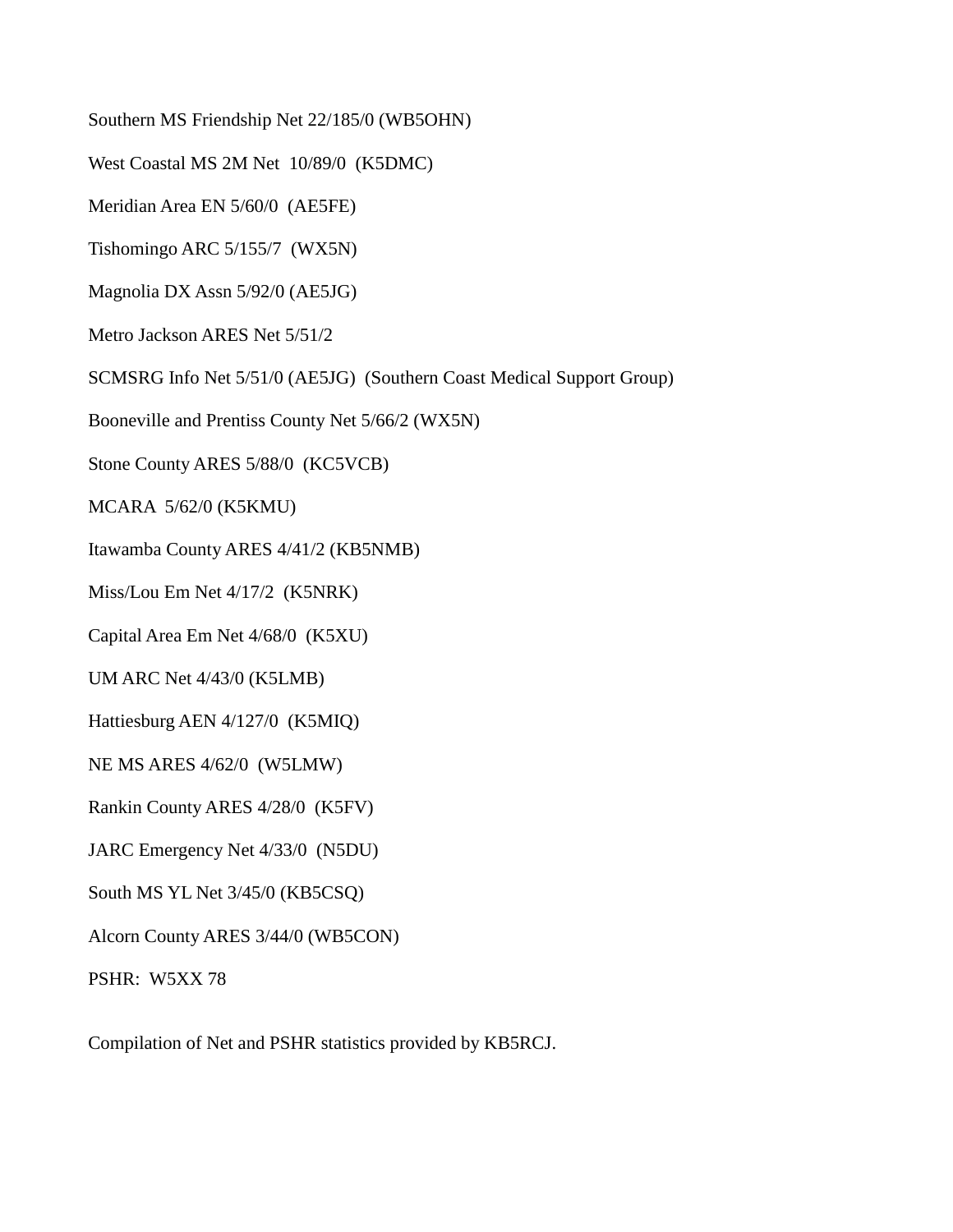Southern MS Friendship Net 22/185/0 (WB5OHN)

West Coastal MS 2M Net 10/89/0 (K5DMC)

Meridian Area EN 5/60/0 (AE5FE)

Tishomingo ARC 5/155/7 (WX5N)

Magnolia DX Assn 5/92/0 (AE5JG)

Metro Jackson ARES Net 5/51/2

SCMSRG Info Net 5/51/0 (AE5JG) (Southern Coast Medical Support Group)

Booneville and Prentiss County Net 5/66/2 (WX5N)

Stone County ARES 5/88/0 (KC5VCB)

MCARA 5/62/0 (K5KMU)

Itawamba County ARES 4/41/2 (KB5NMB)

Miss/Lou Em Net 4/17/2 (K5NRK)

Capital Area Em Net 4/68/0 (K5XU)

UM ARC Net 4/43/0 (K5LMB)

Hattiesburg AEN 4/127/0 (K5MIQ)

NE MS ARES 4/62/0 (W5LMW)

Rankin County ARES 4/28/0 (K5FV)

JARC Emergency Net 4/33/0 (N5DU)

South MS YL Net 3/45/0 (KB5CSQ)

Alcorn County ARES 3/44/0 (WB5CON)

PSHR: W5XX 78

Compilation of Net and PSHR statistics provided by KB5RCJ.